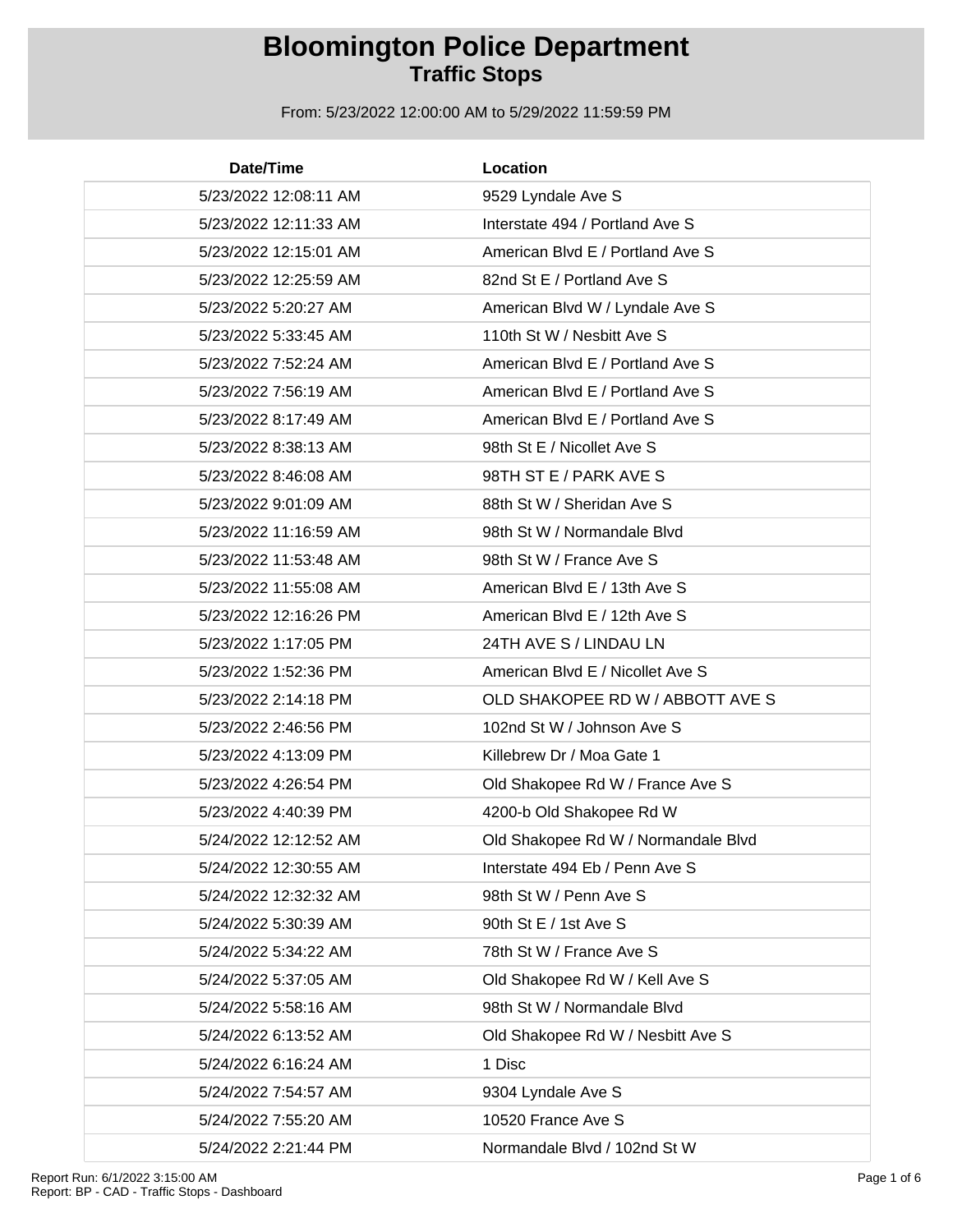# Bloomington Police Department
## Traffic Stops

From: 5/23/2022 12:00:00 AM to 5/29/2022 11:59:59 PM

| Date/Time | Location |
|---|---|
| 5/23/2022 12:08:11 AM | 9529 Lyndale Ave S |
| 5/23/2022 12:11:33 AM | Interstate 494 / Portland Ave S |
| 5/23/2022 12:15:01 AM | American Blvd E / Portland Ave S |
| 5/23/2022 12:25:59 AM | 82nd St E / Portland Ave S |
| 5/23/2022 5:20:27 AM | American Blvd W / Lyndale Ave S |
| 5/23/2022 5:33:45 AM | 110th St W / Nesbitt Ave S |
| 5/23/2022 7:52:24 AM | American Blvd E / Portland Ave S |
| 5/23/2022 7:56:19 AM | American Blvd E / Portland Ave S |
| 5/23/2022 8:17:49 AM | American Blvd E / Portland Ave S |
| 5/23/2022 8:38:13 AM | 98th St E / Nicollet Ave S |
| 5/23/2022 8:46:08 AM | 98TH ST E / PARK AVE S |
| 5/23/2022 9:01:09 AM | 88th St W / Sheridan Ave S |
| 5/23/2022 11:16:59 AM | 98th St W / Normandale Blvd |
| 5/23/2022 11:53:48 AM | 98th St W / France Ave S |
| 5/23/2022 11:55:08 AM | American Blvd E / 13th Ave S |
| 5/23/2022 12:16:26 PM | American Blvd E / 12th Ave S |
| 5/23/2022 1:17:05 PM | 24TH AVE S / LINDAU LN |
| 5/23/2022 1:52:36 PM | American Blvd E / Nicollet Ave S |
| 5/23/2022 2:14:18 PM | OLD SHAKOPEE RD W / ABBOTT AVE S |
| 5/23/2022 2:46:56 PM | 102nd St W / Johnson Ave S |
| 5/23/2022 4:13:09 PM | Killebrew Dr / Moa Gate 1 |
| 5/23/2022 4:26:54 PM | Old Shakopee Rd W / France Ave S |
| 5/23/2022 4:40:39 PM | 4200-b Old Shakopee Rd W |
| 5/24/2022 12:12:52 AM | Old Shakopee Rd W / Normandale Blvd |
| 5/24/2022 12:30:55 AM | Interstate 494 Eb / Penn Ave S |
| 5/24/2022 12:32:32 AM | 98th St W / Penn Ave S |
| 5/24/2022 5:30:39 AM | 90th St E / 1st Ave S |
| 5/24/2022 5:34:22 AM | 78th St W / France Ave S |
| 5/24/2022 5:37:05 AM | Old Shakopee Rd W / Kell Ave S |
| 5/24/2022 5:58:16 AM | 98th St W / Normandale Blvd |
| 5/24/2022 6:13:52 AM | Old Shakopee Rd W / Nesbitt Ave S |
| 5/24/2022 6:16:24 AM | 1 Disc |
| 5/24/2022 7:54:57 AM | 9304 Lyndale Ave S |
| 5/24/2022 7:55:20 AM | 10520 France Ave S |
| 5/24/2022 2:21:44 PM | Normandale Blvd / 102nd St W |

Report Run: 6/1/2022 3:15:00 AM
Report: BP - CAD - Traffic Stops - Dashboard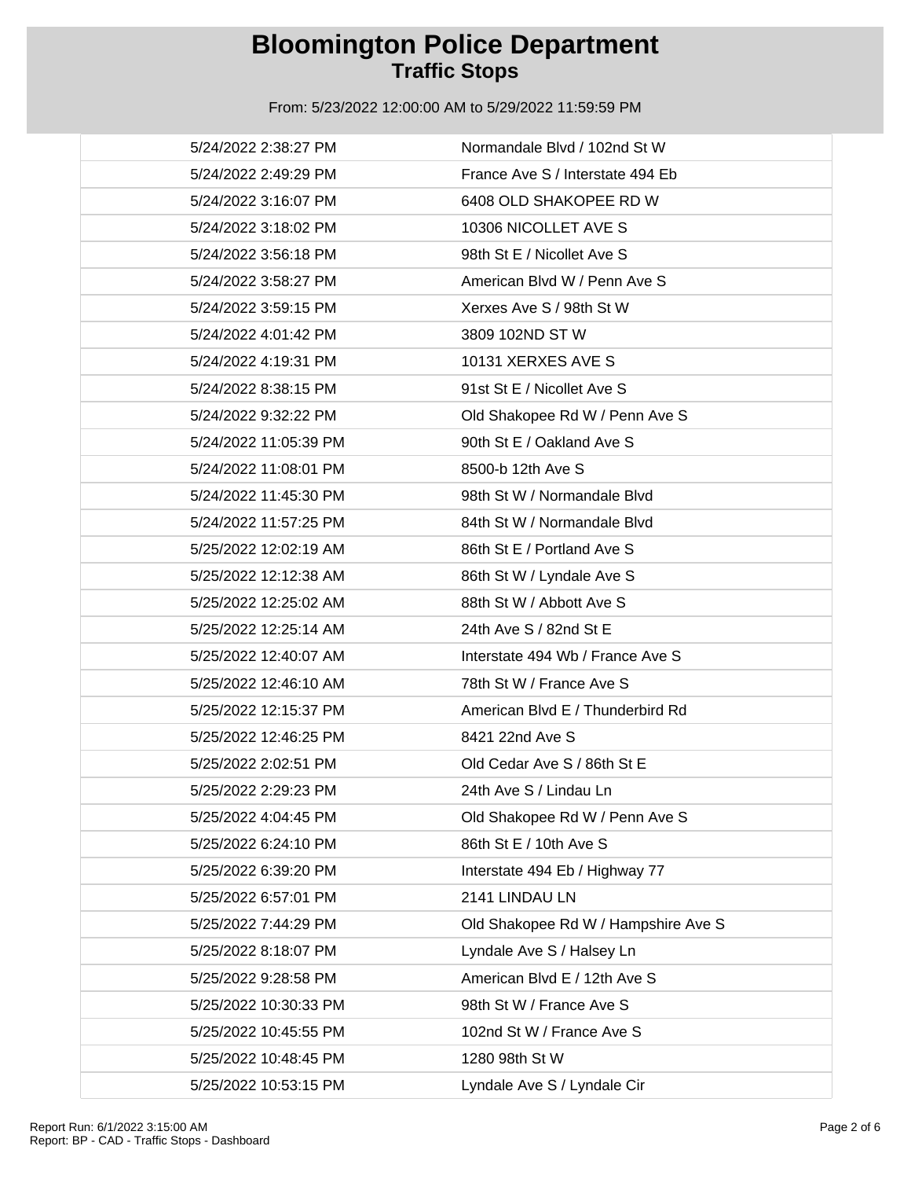# Bloomington Police Department
## Traffic Stops

From: 5/23/2022 12:00:00 AM to 5/29/2022 11:59:59 PM

| | |
|---|---|
| 5/24/2022 2:38:27 PM | Normandale Blvd / 102nd St W |
| 5/24/2022 2:49:29 PM | France Ave S / Interstate 494 Eb |
| 5/24/2022 3:16:07 PM | 6408 OLD SHAKOPEE RD W |
| 5/24/2022 3:18:02 PM | 10306 NICOLLET AVE S |
| 5/24/2022 3:56:18 PM | 98th St E / Nicollet Ave S |
| 5/24/2022 3:58:27 PM | American Blvd W / Penn Ave S |
| 5/24/2022 3:59:15 PM | Xerxes Ave S / 98th St W |
| 5/24/2022 4:01:42 PM | 3809 102ND ST W |
| 5/24/2022 4:19:31 PM | 10131 XERXES AVE S |
| 5/24/2022 8:38:15 PM | 91st St E / Nicollet Ave S |
| 5/24/2022 9:32:22 PM | Old Shakopee Rd W / Penn Ave S |
| 5/24/2022 11:05:39 PM | 90th St E / Oakland Ave S |
| 5/24/2022 11:08:01 PM | 8500-b 12th Ave S |
| 5/24/2022 11:45:30 PM | 98th St W / Normandale Blvd |
| 5/24/2022 11:57:25 PM | 84th St W / Normandale Blvd |
| 5/25/2022 12:02:19 AM | 86th St E / Portland Ave S |
| 5/25/2022 12:12:38 AM | 86th St W / Lyndale Ave S |
| 5/25/2022 12:25:02 AM | 88th St W / Abbott Ave S |
| 5/25/2022 12:25:14 AM | 24th Ave S / 82nd St E |
| 5/25/2022 12:40:07 AM | Interstate 494 Wb / France Ave S |
| 5/25/2022 12:46:10 AM | 78th St W / France Ave S |
| 5/25/2022 12:15:37 PM | American Blvd E / Thunderbird Rd |
| 5/25/2022 12:46:25 PM | 8421 22nd Ave S |
| 5/25/2022 2:02:51 PM | Old Cedar Ave S / 86th St E |
| 5/25/2022 2:29:23 PM | 24th Ave S / Lindau Ln |
| 5/25/2022 4:04:45 PM | Old Shakopee Rd W / Penn Ave S |
| 5/25/2022 6:24:10 PM | 86th St E / 10th Ave S |
| 5/25/2022 6:39:20 PM | Interstate 494 Eb / Highway 77 |
| 5/25/2022 6:57:01 PM | 2141 LINDAU LN |
| 5/25/2022 7:44:29 PM | Old Shakopee Rd W / Hampshire Ave S |
| 5/25/2022 8:18:07 PM | Lyndale Ave S / Halsey Ln |
| 5/25/2022 9:28:58 PM | American Blvd E / 12th Ave S |
| 5/25/2022 10:30:33 PM | 98th St W / France Ave S |
| 5/25/2022 10:45:55 PM | 102nd St W / France Ave S |
| 5/25/2022 10:48:45 PM | 1280 98th St W |
| 5/25/2022 10:53:15 PM | Lyndale Ave S / Lyndale Cir |

Report Run: 6/1/2022 3:15:00 AM
Report: BP - CAD - Traffic Stops - Dashboard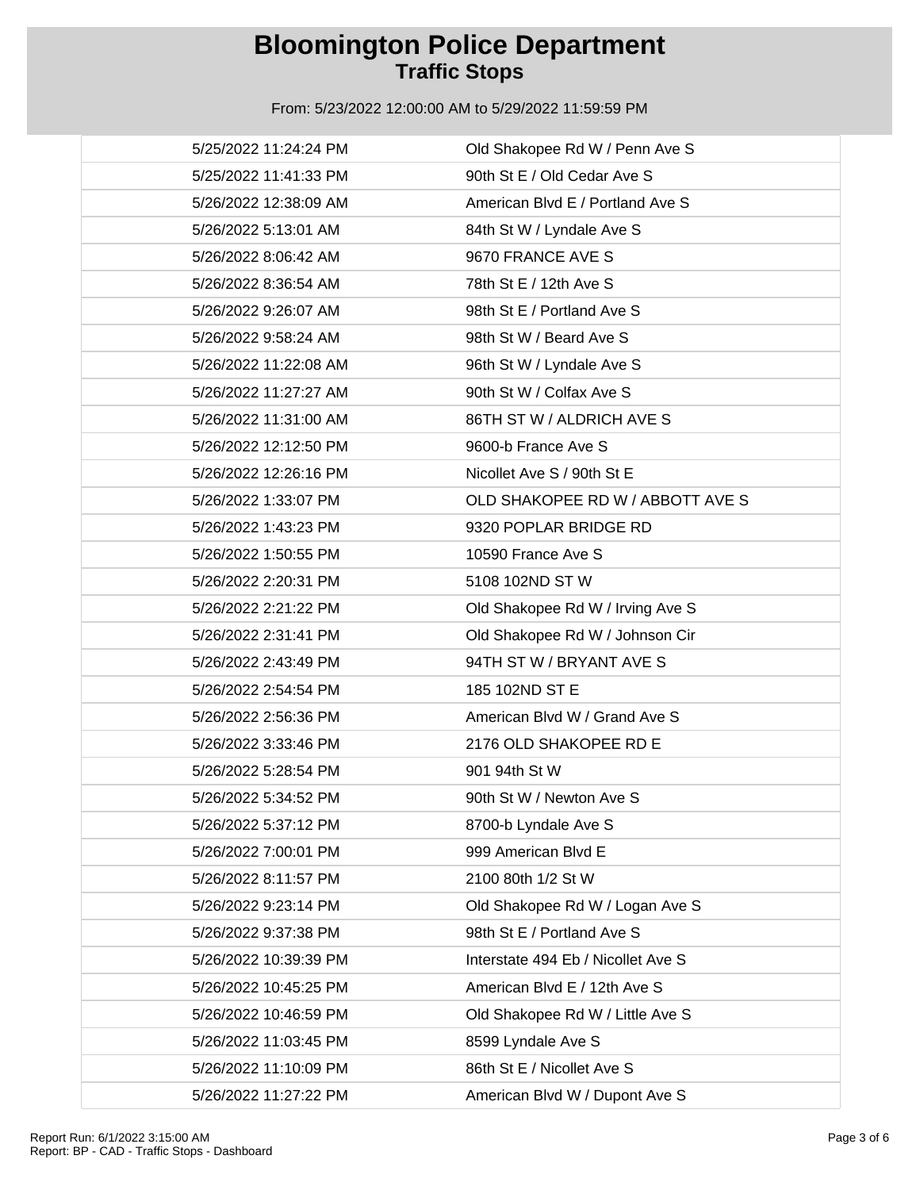# Bloomington Police Department

## Traffic Stops

From: 5/23/2022 12:00:00 AM to 5/29/2022 11:59:59 PM

| | |
|---|---|
| 5/25/2022 11:24:24 PM | Old Shakopee Rd W / Penn Ave S |
| 5/25/2022 11:41:33 PM | 90th St E / Old Cedar Ave S |
| 5/26/2022 12:38:09 AM | American Blvd E / Portland Ave S |
| 5/26/2022 5:13:01 AM | 84th St W / Lyndale Ave S |
| 5/26/2022 8:06:42 AM | 9670 FRANCE AVE S |
| 5/26/2022 8:36:54 AM | 78th St E / 12th Ave S |
| 5/26/2022 9:26:07 AM | 98th St E / Portland Ave S |
| 5/26/2022 9:58:24 AM | 98th St W / Beard Ave S |
| 5/26/2022 11:22:08 AM | 96th St W / Lyndale Ave S |
| 5/26/2022 11:27:27 AM | 90th St W / Colfax Ave S |
| 5/26/2022 11:31:00 AM | 86TH ST W / ALDRICH AVE S |
| 5/26/2022 12:12:50 PM | 9600-b France Ave S |
| 5/26/2022 12:26:16 PM | Nicollet Ave S / 90th St E |
| 5/26/2022 1:33:07 PM | OLD SHAKOPEE RD W / ABBOTT AVE S |
| 5/26/2022 1:43:23 PM | 9320 POPLAR BRIDGE RD |
| 5/26/2022 1:50:55 PM | 10590 France Ave S |
| 5/26/2022 2:20:31 PM | 5108 102ND ST W |
| 5/26/2022 2:21:22 PM | Old Shakopee Rd W / Irving Ave S |
| 5/26/2022 2:31:41 PM | Old Shakopee Rd W / Johnson Cir |
| 5/26/2022 2:43:49 PM | 94TH ST W / BRYANT AVE S |
| 5/26/2022 2:54:54 PM | 185 102ND ST E |
| 5/26/2022 2:56:36 PM | American Blvd W / Grand Ave S |
| 5/26/2022 3:33:46 PM | 2176 OLD SHAKOPEE RD E |
| 5/26/2022 5:28:54 PM | 901 94th St W |
| 5/26/2022 5:34:52 PM | 90th St W / Newton Ave S |
| 5/26/2022 5:37:12 PM | 8700-b Lyndale Ave S |
| 5/26/2022 7:00:01 PM | 999 American Blvd E |
| 5/26/2022 8:11:57 PM | 2100 80th 1/2 St W |
| 5/26/2022 9:23:14 PM | Old Shakopee Rd W / Logan Ave S |
| 5/26/2022 9:37:38 PM | 98th St E / Portland Ave S |
| 5/26/2022 10:39:39 PM | Interstate 494 Eb / Nicollet Ave S |
| 5/26/2022 10:45:25 PM | American Blvd E / 12th Ave S |
| 5/26/2022 10:46:59 PM | Old Shakopee Rd W / Little Ave S |
| 5/26/2022 11:03:45 PM | 8599 Lyndale Ave S |
| 5/26/2022 11:10:09 PM | 86th St E / Nicollet Ave S |
| 5/26/2022 11:27:22 PM | American Blvd W / Dupont Ave S |

Report Run: 6/1/2022 3:15:00 AM
Report: BP - CAD - Traffic Stops - Dashboard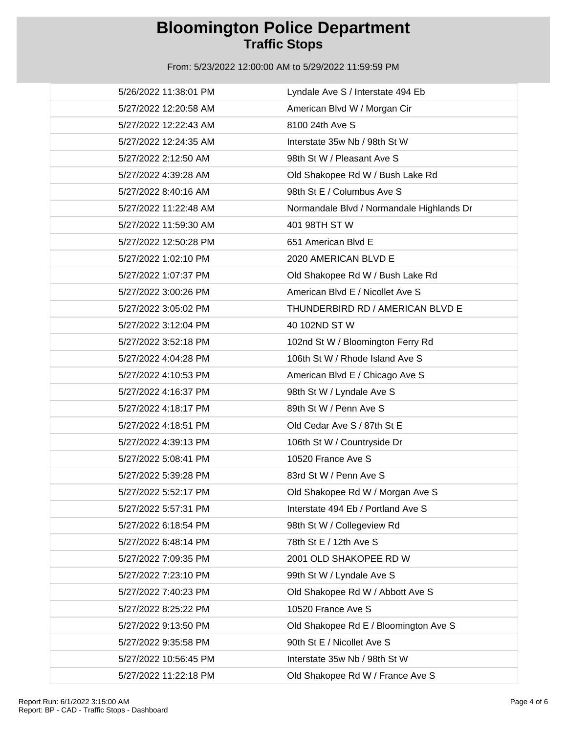# Bloomington Police Department
## Traffic Stops

From: 5/23/2022 12:00:00 AM to 5/29/2022 11:59:59 PM

| | |
|---|---|
| 5/26/2022 11:38:01 PM | Lyndale Ave S / Interstate 494 Eb |
| 5/27/2022 12:20:58 AM | American Blvd W / Morgan Cir |
| 5/27/2022 12:22:43 AM | 8100 24th Ave S |
| 5/27/2022 12:24:35 AM | Interstate 35w Nb / 98th St W |
| 5/27/2022 2:12:50 AM | 98th St W / Pleasant Ave S |
| 5/27/2022 4:39:28 AM | Old Shakopee Rd W / Bush Lake Rd |
| 5/27/2022 8:40:16 AM | 98th St E / Columbus Ave S |
| 5/27/2022 11:22:48 AM | Normandale Blvd / Normandale Highlands Dr |
| 5/27/2022 11:59:30 AM | 401 98TH ST W |
| 5/27/2022 12:50:28 PM | 651 American Blvd E |
| 5/27/2022 1:02:10 PM | 2020 AMERICAN BLVD E |
| 5/27/2022 1:07:37 PM | Old Shakopee Rd W / Bush Lake Rd |
| 5/27/2022 3:00:26 PM | American Blvd E / Nicollet Ave S |
| 5/27/2022 3:05:02 PM | THUNDERBIRD RD / AMERICAN BLVD E |
| 5/27/2022 3:12:04 PM | 40 102ND ST W |
| 5/27/2022 3:52:18 PM | 102nd St W / Bloomington Ferry Rd |
| 5/27/2022 4:04:28 PM | 106th St W / Rhode Island Ave S |
| 5/27/2022 4:10:53 PM | American Blvd E / Chicago Ave S |
| 5/27/2022 4:16:37 PM | 98th St W / Lyndale Ave S |
| 5/27/2022 4:18:17 PM | 89th St W / Penn Ave S |
| 5/27/2022 4:18:51 PM | Old Cedar Ave S / 87th St E |
| 5/27/2022 4:39:13 PM | 106th St W / Countryside Dr |
| 5/27/2022 5:08:41 PM | 10520 France Ave S |
| 5/27/2022 5:39:28 PM | 83rd St W / Penn Ave S |
| 5/27/2022 5:52:17 PM | Old Shakopee Rd W / Morgan Ave S |
| 5/27/2022 5:57:31 PM | Interstate 494 Eb / Portland Ave S |
| 5/27/2022 6:18:54 PM | 98th St W / Collegeview Rd |
| 5/27/2022 6:48:14 PM | 78th St E / 12th Ave S |
| 5/27/2022 7:09:35 PM | 2001 OLD SHAKOPEE RD W |
| 5/27/2022 7:23:10 PM | 99th St W / Lyndale Ave S |
| 5/27/2022 7:40:23 PM | Old Shakopee Rd W / Abbott Ave S |
| 5/27/2022 8:25:22 PM | 10520 France Ave S |
| 5/27/2022 9:13:50 PM | Old Shakopee Rd E / Bloomington Ave S |
| 5/27/2022 9:35:58 PM | 90th St E / Nicollet Ave S |
| 5/27/2022 10:56:45 PM | Interstate 35w Nb / 98th St W |
| 5/27/2022 11:22:18 PM | Old Shakopee Rd W / France Ave S |

Report Run: 6/1/2022 3:15:00 AM
Report: BP - CAD - Traffic Stops - Dashboard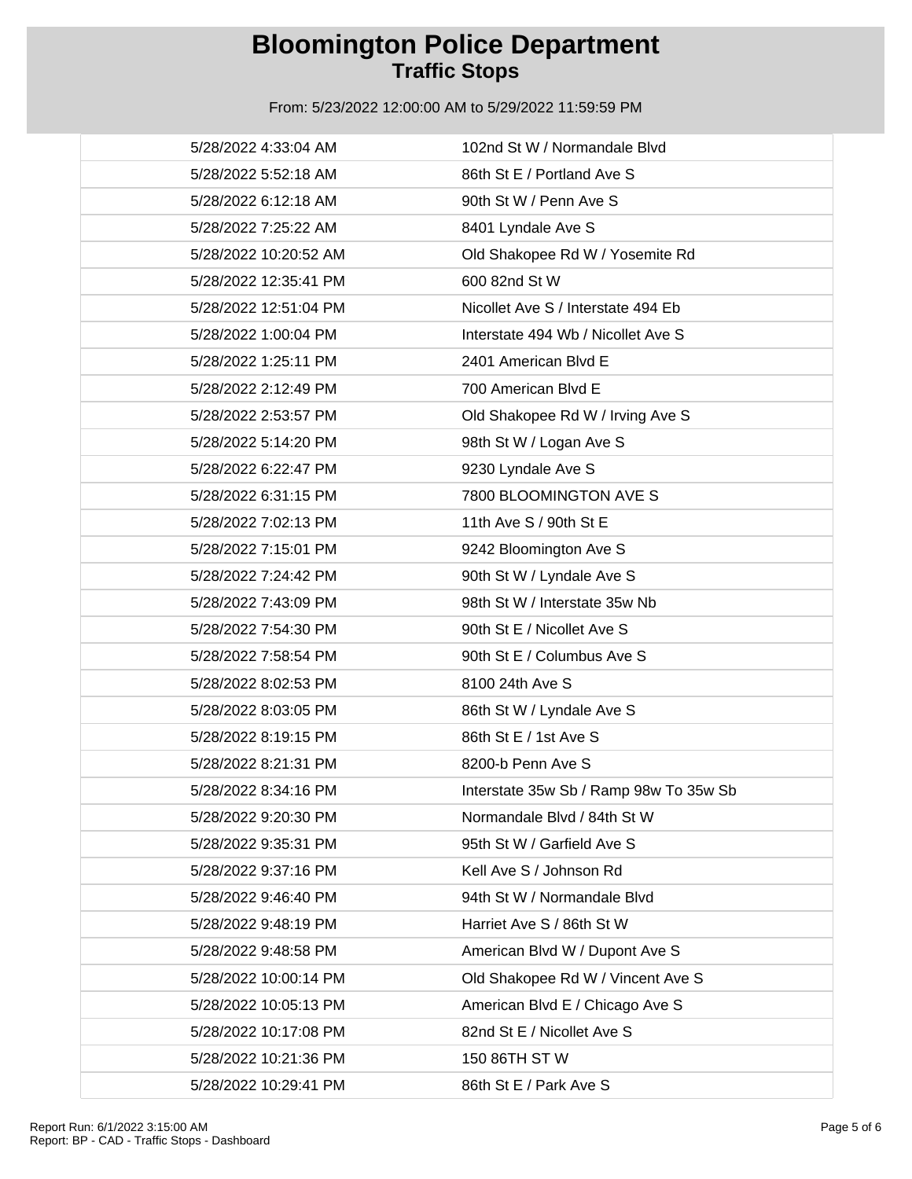# Bloomington Police Department

## Traffic Stops

From: 5/23/2022 12:00:00 AM to 5/29/2022 11:59:59 PM

| | |
|---|---|
| 5/28/2022 4:33:04 AM | 102nd St W / Normandale Blvd |
| 5/28/2022 5:52:18 AM | 86th St E / Portland Ave S |
| 5/28/2022 6:12:18 AM | 90th St W / Penn Ave S |
| 5/28/2022 7:25:22 AM | 8401 Lyndale Ave S |
| 5/28/2022 10:20:52 AM | Old Shakopee Rd W / Yosemite Rd |
| 5/28/2022 12:35:41 PM | 600 82nd St W |
| 5/28/2022 12:51:04 PM | Nicollet Ave S / Interstate 494 Eb |
| 5/28/2022 1:00:04 PM | Interstate 494 Wb / Nicollet Ave S |
| 5/28/2022 1:25:11 PM | 2401 American Blvd E |
| 5/28/2022 2:12:49 PM | 700 American Blvd E |
| 5/28/2022 2:53:57 PM | Old Shakopee Rd W / Irving Ave S |
| 5/28/2022 5:14:20 PM | 98th St W / Logan Ave S |
| 5/28/2022 6:22:47 PM | 9230 Lyndale Ave S |
| 5/28/2022 6:31:15 PM | 7800 BLOOMINGTON AVE S |
| 5/28/2022 7:02:13 PM | 11th Ave S / 90th St E |
| 5/28/2022 7:15:01 PM | 9242 Bloomington Ave S |
| 5/28/2022 7:24:42 PM | 90th St W / Lyndale Ave S |
| 5/28/2022 7:43:09 PM | 98th St W / Interstate 35w Nb |
| 5/28/2022 7:54:30 PM | 90th St E / Nicollet Ave S |
| 5/28/2022 7:58:54 PM | 90th St E / Columbus Ave S |
| 5/28/2022 8:02:53 PM | 8100 24th Ave S |
| 5/28/2022 8:03:05 PM | 86th St W / Lyndale Ave S |
| 5/28/2022 8:19:15 PM | 86th St E / 1st Ave S |
| 5/28/2022 8:21:31 PM | 8200-b Penn Ave S |
| 5/28/2022 8:34:16 PM | Interstate 35w Sb / Ramp 98w To 35w Sb |
| 5/28/2022 9:20:30 PM | Normandale Blvd / 84th St W |
| 5/28/2022 9:35:31 PM | 95th St W / Garfield Ave S |
| 5/28/2022 9:37:16 PM | Kell Ave S / Johnson Rd |
| 5/28/2022 9:46:40 PM | 94th St W / Normandale Blvd |
| 5/28/2022 9:48:19 PM | Harriet Ave S / 86th St W |
| 5/28/2022 9:48:58 PM | American Blvd W / Dupont Ave S |
| 5/28/2022 10:00:14 PM | Old Shakopee Rd W / Vincent Ave S |
| 5/28/2022 10:05:13 PM | American Blvd E / Chicago Ave S |
| 5/28/2022 10:17:08 PM | 82nd St E / Nicollet Ave S |
| 5/28/2022 10:21:36 PM | 150 86TH ST W |
| 5/28/2022 10:29:41 PM | 86th St E / Park Ave S |

Report Run: 6/1/2022 3:15:00 AM
Report: BP - CAD - Traffic Stops - Dashboard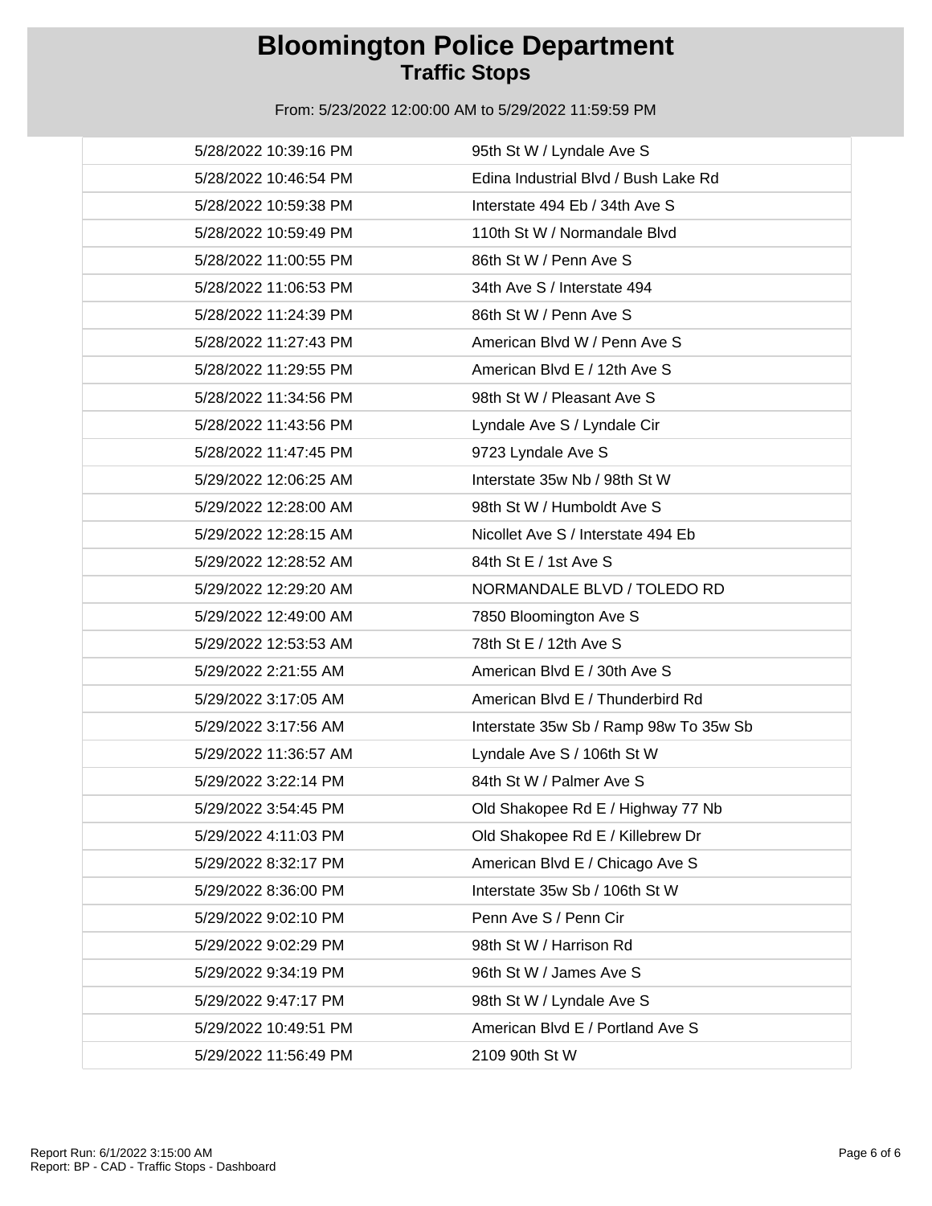# Bloomington Police Department
## Traffic Stops

From: 5/23/2022 12:00:00 AM to 5/29/2022 11:59:59 PM

| | |
|---|---|
| 5/28/2022 10:39:16 PM | 95th St W / Lyndale Ave S |
| 5/28/2022 10:46:54 PM | Edina Industrial Blvd / Bush Lake Rd |
| 5/28/2022 10:59:38 PM | Interstate 494 Eb / 34th Ave S |
| 5/28/2022 10:59:49 PM | 110th St W / Normandale Blvd |
| 5/28/2022 11:00:55 PM | 86th St W / Penn Ave S |
| 5/28/2022 11:06:53 PM | 34th Ave S / Interstate 494 |
| 5/28/2022 11:24:39 PM | 86th St W / Penn Ave S |
| 5/28/2022 11:27:43 PM | American Blvd W / Penn Ave S |
| 5/28/2022 11:29:55 PM | American Blvd E / 12th Ave S |
| 5/28/2022 11:34:56 PM | 98th St W / Pleasant Ave S |
| 5/28/2022 11:43:56 PM | Lyndale Ave S / Lyndale Cir |
| 5/28/2022 11:47:45 PM | 9723 Lyndale Ave S |
| 5/29/2022 12:06:25 AM | Interstate 35w Nb / 98th St W |
| 5/29/2022 12:28:00 AM | 98th St W / Humboldt Ave S |
| 5/29/2022 12:28:15 AM | Nicollet Ave S / Interstate 494 Eb |
| 5/29/2022 12:28:52 AM | 84th St E / 1st Ave S |
| 5/29/2022 12:29:20 AM | NORMANDALE BLVD / TOLEDO RD |
| 5/29/2022 12:49:00 AM | 7850 Bloomington Ave S |
| 5/29/2022 12:53:53 AM | 78th St E / 12th Ave S |
| 5/29/2022 2:21:55 AM | American Blvd E / 30th Ave S |
| 5/29/2022 3:17:05 AM | American Blvd E / Thunderbird Rd |
| 5/29/2022 3:17:56 AM | Interstate 35w Sb / Ramp 98w To 35w Sb |
| 5/29/2022 11:36:57 AM | Lyndale Ave S / 106th St W |
| 5/29/2022 3:22:14 PM | 84th St W / Palmer Ave S |
| 5/29/2022 3:54:45 PM | Old Shakopee Rd E / Highway 77 Nb |
| 5/29/2022 4:11:03 PM | Old Shakopee Rd E / Killebrew Dr |
| 5/29/2022 8:32:17 PM | American Blvd E / Chicago Ave S |
| 5/29/2022 8:36:00 PM | Interstate 35w Sb / 106th St W |
| 5/29/2022 9:02:10 PM | Penn Ave S / Penn Cir |
| 5/29/2022 9:02:29 PM | 98th St W / Harrison Rd |
| 5/29/2022 9:34:19 PM | 96th St W / James Ave S |
| 5/29/2022 9:47:17 PM | 98th St W / Lyndale Ave S |
| 5/29/2022 10:49:51 PM | American Blvd E / Portland Ave S |
| 5/29/2022 11:56:49 PM | 2109 90th St W |

Report Run: 6/1/2022 3:15:00 AM
Report: BP - CAD - Traffic Stops - Dashboard